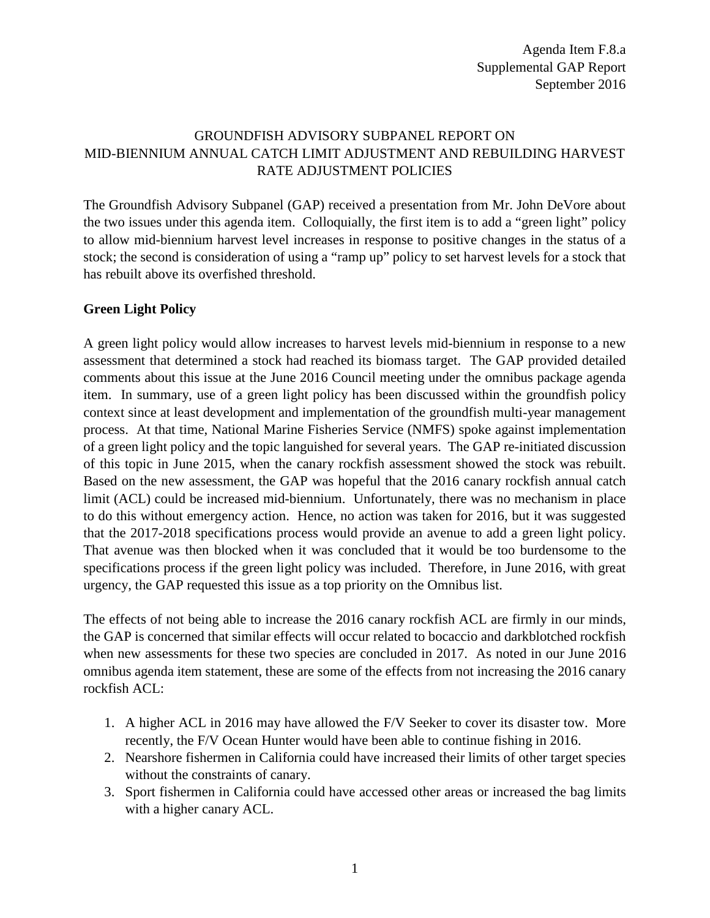Agenda Item F.8.a
Supplemental GAP Report
September 2016

# GROUNDFISH ADVISORY SUBPANEL REPORT ON MID-BIENNIUM ANNUAL CATCH LIMIT ADJUSTMENT AND REBUILDING HARVEST RATE ADJUSTMENT POLICIES

The Groundfish Advisory Subpanel (GAP) received a presentation from Mr. John DeVore about the two issues under this agenda item. Colloquially, the first item is to add a "green light" policy to allow mid-biennium harvest level increases in response to positive changes in the status of a stock; the second is consideration of using a "ramp up" policy to set harvest levels for a stock that has rebuilt above its overfished threshold.

## Green Light Policy

A green light policy would allow increases to harvest levels mid-biennium in response to a new assessment that determined a stock had reached its biomass target. The GAP provided detailed comments about this issue at the June 2016 Council meeting under the omnibus package agenda item. In summary, use of a green light policy has been discussed within the groundfish policy context since at least development and implementation of the groundfish multi-year management process. At that time, National Marine Fisheries Service (NMFS) spoke against implementation of a green light policy and the topic languished for several years. The GAP re-initiated discussion of this topic in June 2015, when the canary rockfish assessment showed the stock was rebuilt. Based on the new assessment, the GAP was hopeful that the 2016 canary rockfish annual catch limit (ACL) could be increased mid-biennium. Unfortunately, there was no mechanism in place to do this without emergency action. Hence, no action was taken for 2016, but it was suggested that the 2017-2018 specifications process would provide an avenue to add a green light policy. That avenue was then blocked when it was concluded that it would be too burdensome to the specifications process if the green light policy was included. Therefore, in June 2016, with great urgency, the GAP requested this issue as a top priority on the Omnibus list.

The effects of not being able to increase the 2016 canary rockfish ACL are firmly in our minds, the GAP is concerned that similar effects will occur related to bocaccio and darkblotched rockfish when new assessments for these two species are concluded in 2017. As noted in our June 2016 omnibus agenda item statement, these are some of the effects from not increasing the 2016 canary rockfish ACL:

1. A higher ACL in 2016 may have allowed the F/V Seeker to cover its disaster tow. More recently, the F/V Ocean Hunter would have been able to continue fishing in 2016.
2. Nearshore fishermen in California could have increased their limits of other target species without the constraints of canary.
3. Sport fishermen in California could have accessed other areas or increased the bag limits with a higher canary ACL.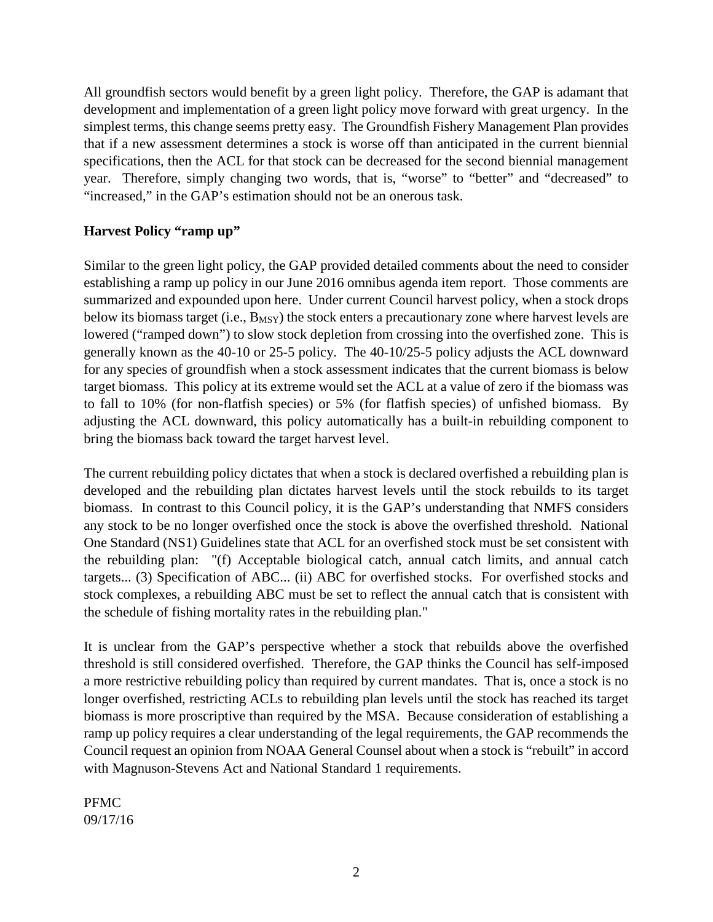All groundfish sectors would benefit by a green light policy. Therefore, the GAP is adamant that development and implementation of a green light policy move forward with great urgency. In the simplest terms, this change seems pretty easy. The Groundfish Fishery Management Plan provides that if a new assessment determines a stock is worse off than anticipated in the current biennial specifications, then the ACL for that stock can be decreased for the second biennial management year. Therefore, simply changing two words, that is, "worse" to "better" and "decreased" to "increased," in the GAP's estimation should not be an onerous task.

**Harvest Policy "ramp up"**

Similar to the green light policy, the GAP provided detailed comments about the need to consider establishing a ramp up policy in our June 2016 omnibus agenda item report. Those comments are summarized and expounded upon here. Under current Council harvest policy, when a stock drops below its biomass target (i.e., $B_{MSY}$) the stock enters a precautionary zone where harvest levels are lowered ("ramped down") to slow stock depletion from crossing into the overfished zone. This is generally known as the 40-10 or 25-5 policy. The 40-10/25-5 policy adjusts the ACL downward for any species of groundfish when a stock assessment indicates that the current biomass is below target biomass. This policy at its extreme would set the ACL at a value of zero if the biomass was to fall to 10% (for non-flatfish species) or 5% (for flatfish species) of unfished biomass. By adjusting the ACL downward, this policy automatically has a built-in rebuilding component to bring the biomass back toward the target harvest level.

The current rebuilding policy dictates that when a stock is declared overfished a rebuilding plan is developed and the rebuilding plan dictates harvest levels until the stock rebuilds to its target biomass. In contrast to this Council policy, it is the GAP's understanding that NMFS considers any stock to be no longer overfished once the stock is above the overfished threshold. National One Standard (NS1) Guidelines state that ACL for an overfished stock must be set consistent with the rebuilding plan: "(f) Acceptable biological catch, annual catch limits, and annual catch targets... (3) Specification of ABC... (ii) ABC for overfished stocks. For overfished stocks and stock complexes, a rebuilding ABC must be set to reflect the annual catch that is consistent with the schedule of fishing mortality rates in the rebuilding plan."

It is unclear from the GAP's perspective whether a stock that rebuilds above the overfished threshold is still considered overfished. Therefore, the GAP thinks the Council has self-imposed a more restrictive rebuilding policy than required by current mandates. That is, once a stock is no longer overfished, restricting ACLs to rebuilding plan levels until the stock has reached its target biomass is more proscriptive than required by the MSA. Because consideration of establishing a ramp up policy requires a clear understanding of the legal requirements, the GAP recommends the Council request an opinion from NOAA General Counsel about when a stock is "rebuilt" in accord with Magnuson-Stevens Act and National Standard 1 requirements.

PFMC
09/17/16